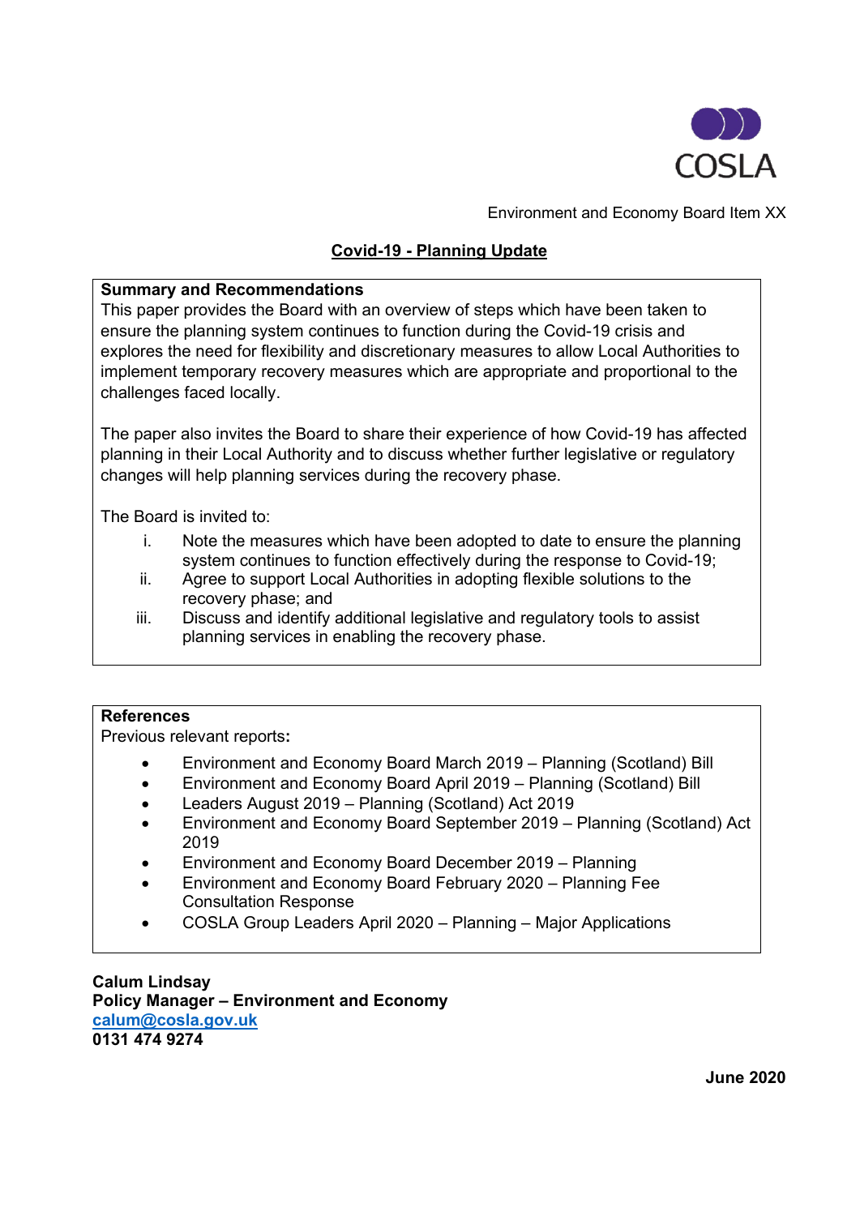COSLA

Environment and Economy Board Item XX

# Covid-19 - Planning Update

**Summary and Recommendations**

This paper provides the Board with an overview of steps which have been taken to ensure the planning system continues to function during the Covid-19 crisis and explores the need for flexibility and discretionary measures to allow Local Authorities to implement temporary recovery measures which are appropriate and proportional to the challenges faced locally.

The paper also invites the Board to share their experience of how Covid-19 has affected planning in their Local Authority and to discuss whether further legislative or regulatory changes will help planning services during the recovery phase.

The Board is invited to:

i. Note the measures which have been adopted to date to ensure the planning system continues to function effectively during the response to Covid-19;
ii. Agree to support Local Authorities in adopting flexible solutions to the recovery phase; and
iii. Discuss and identify additional legislative and regulatory tools to assist planning services in enabling the recovery phase.

**References**

Previous relevant reports**:**

- Environment and Economy Board March 2019 – Planning (Scotland) Bill
- Environment and Economy Board April 2019 – Planning (Scotland) Bill
- Leaders August 2019 – Planning (Scotland) Act 2019
- Environment and Economy Board September 2019 – Planning (Scotland) Act 2019
- Environment and Economy Board December 2019 – Planning
- Environment and Economy Board February 2020 – Planning Fee Consultation Response
- COSLA Group Leaders April 2020 – Planning – Major Applications

**Calum Lindsay**
**Policy Manager – Environment and Economy**
**[calum@cosla.gov.uk](mailto:calum@cosla.gov.uk)**
**0131 474 9274**

**June 2020**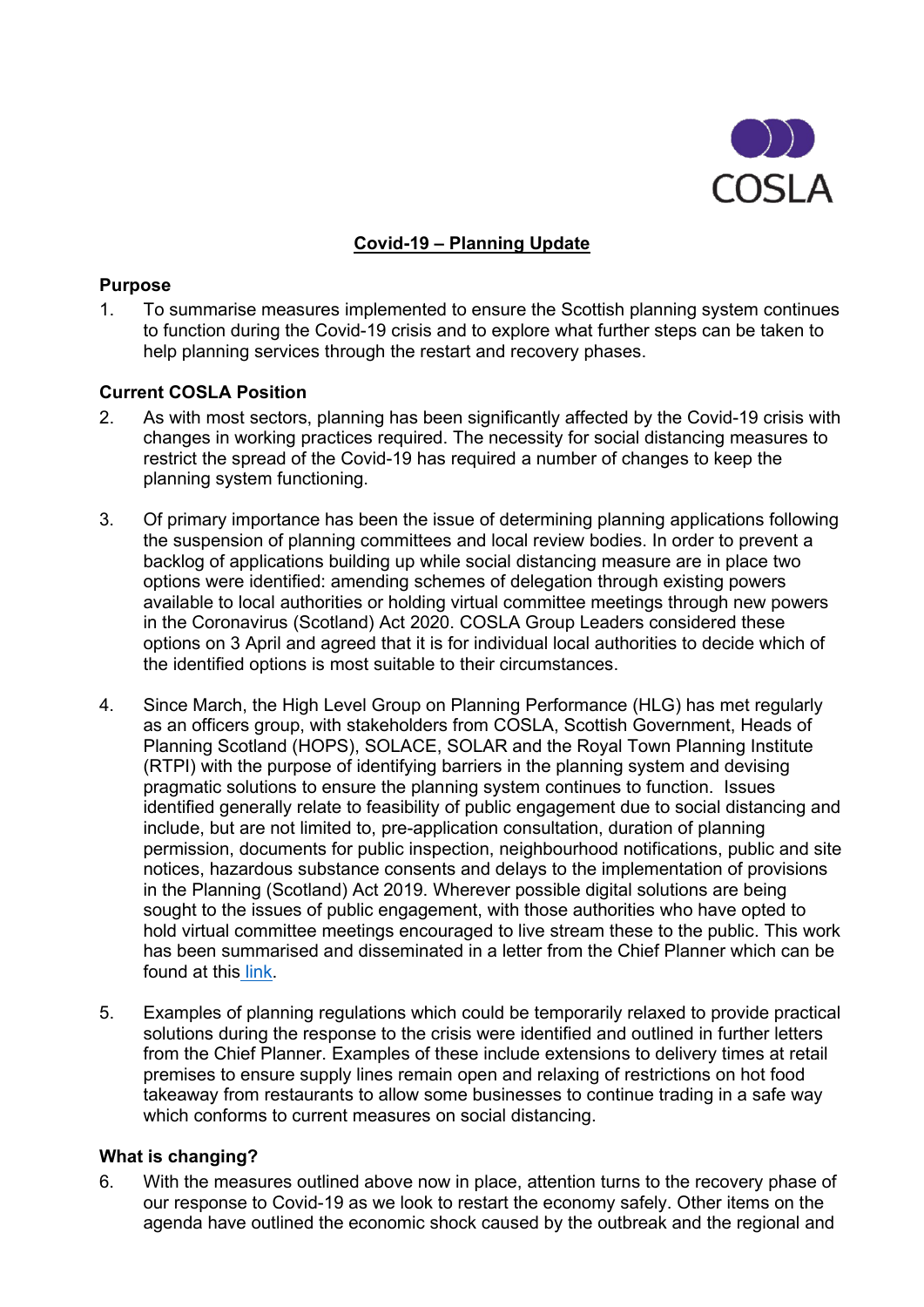# Covid-19 – Planning Update

## Purpose

1. To summarise measures implemented to ensure the Scottish planning system continues to function during the Covid-19 crisis and to explore what further steps can be taken to help planning services through the restart and recovery phases.

## Current COSLA Position

2. As with most sectors, planning has been significantly affected by the Covid-19 crisis with changes in working practices required. The necessity for social distancing measures to restrict the spread of the Covid-19 has required a number of changes to keep the planning system functioning.

3. Of primary importance has been the issue of determining planning applications following the suspension of planning committees and local review bodies. In order to prevent a backlog of applications building up while social distancing measure are in place two options were identified: amending schemes of delegation through existing powers available to local authorities or holding virtual committee meetings through new powers in the Coronavirus (Scotland) Act 2020. COSLA Group Leaders considered these options on 3 April and agreed that it is for individual local authorities to decide which of the identified options is most suitable to their circumstances.

4. Since March, the High Level Group on Planning Performance (HLG) has met regularly as an officers group, with stakeholders from COSLA, Scottish Government, Heads of Planning Scotland (HOPS), SOLACE, SOLAR and the Royal Town Planning Institute (RTPI) with the purpose of identifying barriers in the planning system and devising pragmatic solutions to ensure the planning system continues to function. Issues identified generally relate to feasibility of public engagement due to social distancing and include, but are not limited to, pre-application consultation, duration of planning permission, documents for public inspection, neighbourhood notifications, public and site notices, hazardous substance consents and delays to the implementation of provisions in the Planning (Scotland) Act 2019. Wherever possible digital solutions are being sought to the issues of public engagement, with those authorities who have opted to hold virtual committee meetings encouraged to live stream these to the public. This work has been summarised and disseminated in a letter from the Chief Planner which can be found at this link.

5. Examples of planning regulations which could be temporarily relaxed to provide practical solutions during the response to the crisis were identified and outlined in further letters from the Chief Planner. Examples of these include extensions to delivery times at retail premises to ensure supply lines remain open and relaxing of restrictions on hot food takeaway from restaurants to allow some businesses to continue trading in a safe way which conforms to current measures on social distancing.

## What is changing?

6. With the measures outlined above now in place, attention turns to the recovery phase of our response to Covid-19 as we look to restart the economy safely. Other items on the agenda have outlined the economic shock caused by the outbreak and the regional and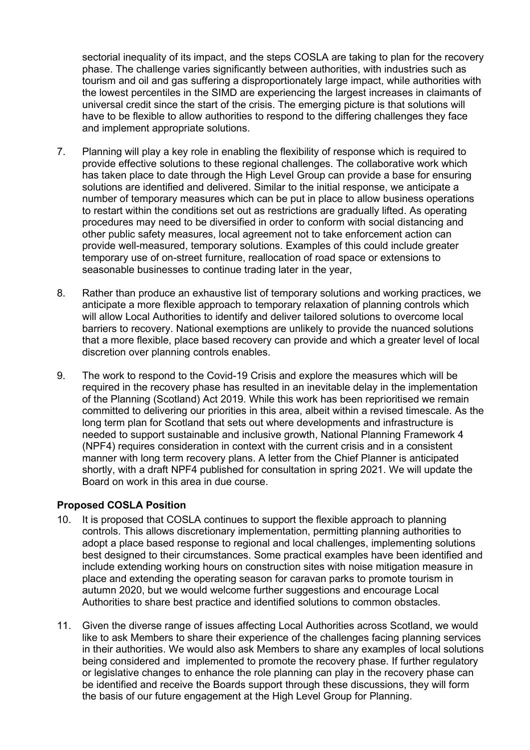sectorial inequality of its impact, and the steps COSLA are taking to plan for the recovery phase. The challenge varies significantly between authorities, with industries such as tourism and oil and gas suffering a disproportionately large impact, while authorities with the lowest percentiles in the SIMD are experiencing the largest increases in claimants of universal credit since the start of the crisis. The emerging picture is that solutions will have to be flexible to allow authorities to respond to the differing challenges they face and implement appropriate solutions.

7. Planning will play a key role in enabling the flexibility of response which is required to provide effective solutions to these regional challenges. The collaborative work which has taken place to date through the High Level Group can provide a base for ensuring solutions are identified and delivered. Similar to the initial response, we anticipate a number of temporary measures which can be put in place to allow business operations to restart within the conditions set out as restrictions are gradually lifted. As operating procedures may need to be diversified in order to conform with social distancing and other public safety measures, local agreement not to take enforcement action can provide well-measured, temporary solutions. Examples of this could include greater temporary use of on-street furniture, reallocation of road space or extensions to seasonable businesses to continue trading later in the year,

8. Rather than produce an exhaustive list of temporary solutions and working practices, we anticipate a more flexible approach to temporary relaxation of planning controls which will allow Local Authorities to identify and deliver tailored solutions to overcome local barriers to recovery. National exemptions are unlikely to provide the nuanced solutions that a more flexible, place based recovery can provide and which a greater level of local discretion over planning controls enables.

9. The work to respond to the Covid-19 Crisis and explore the measures which will be required in the recovery phase has resulted in an inevitable delay in the implementation of the Planning (Scotland) Act 2019. While this work has been reprioritised we remain committed to delivering our priorities in this area, albeit within a revised timescale. As the long term plan for Scotland that sets out where developments and infrastructure is needed to support sustainable and inclusive growth, National Planning Framework 4 (NPF4) requires consideration in context with the current crisis and in a consistent manner with long term recovery plans. A letter from the Chief Planner is anticipated shortly, with a draft NPF4 published for consultation in spring 2021. We will update the Board on work in this area in due course.

**Proposed COSLA Position**

10. It is proposed that COSLA continues to support the flexible approach to planning controls. This allows discretionary implementation, permitting planning authorities to adopt a place based response to regional and local challenges, implementing solutions best designed to their circumstances. Some practical examples have been identified and include extending working hours on construction sites with noise mitigation measure in place and extending the operating season for caravan parks to promote tourism in autumn 2020, but we would welcome further suggestions and encourage Local Authorities to share best practice and identified solutions to common obstacles.

11. Given the diverse range of issues affecting Local Authorities across Scotland, we would like to ask Members to share their experience of the challenges facing planning services in their authorities. We would also ask Members to share any examples of local solutions being considered and implemented to promote the recovery phase. If further regulatory or legislative changes to enhance the role planning can play in the recovery phase can be identified and receive the Boards support through these discussions, they will form the basis of our future engagement at the High Level Group for Planning.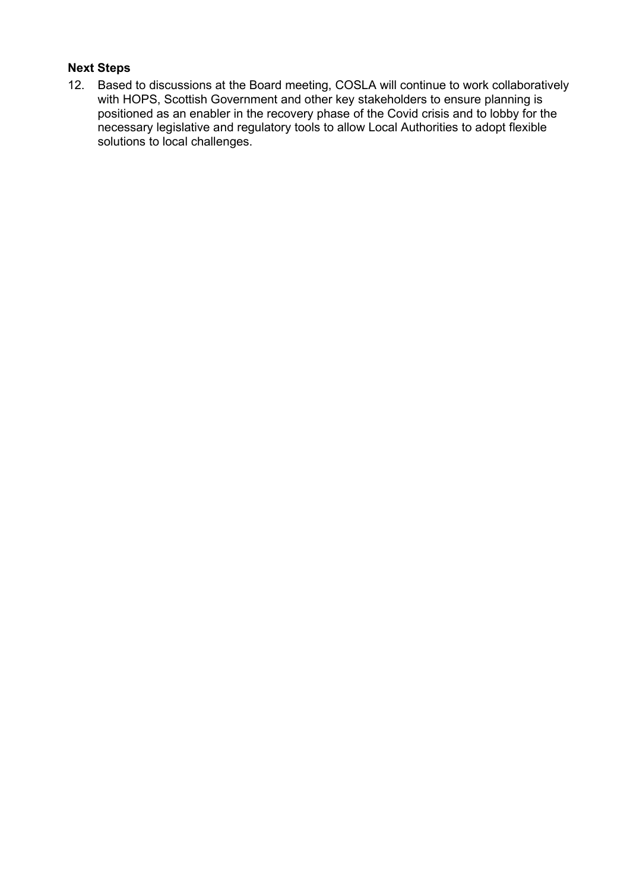**Next Steps**

12. Based to discussions at the Board meeting, COSLA will continue to work collaboratively with HOPS, Scottish Government and other key stakeholders to ensure planning is positioned as an enabler in the recovery phase of the Covid crisis and to lobby for the necessary legislative and regulatory tools to allow Local Authorities to adopt flexible solutions to local challenges.